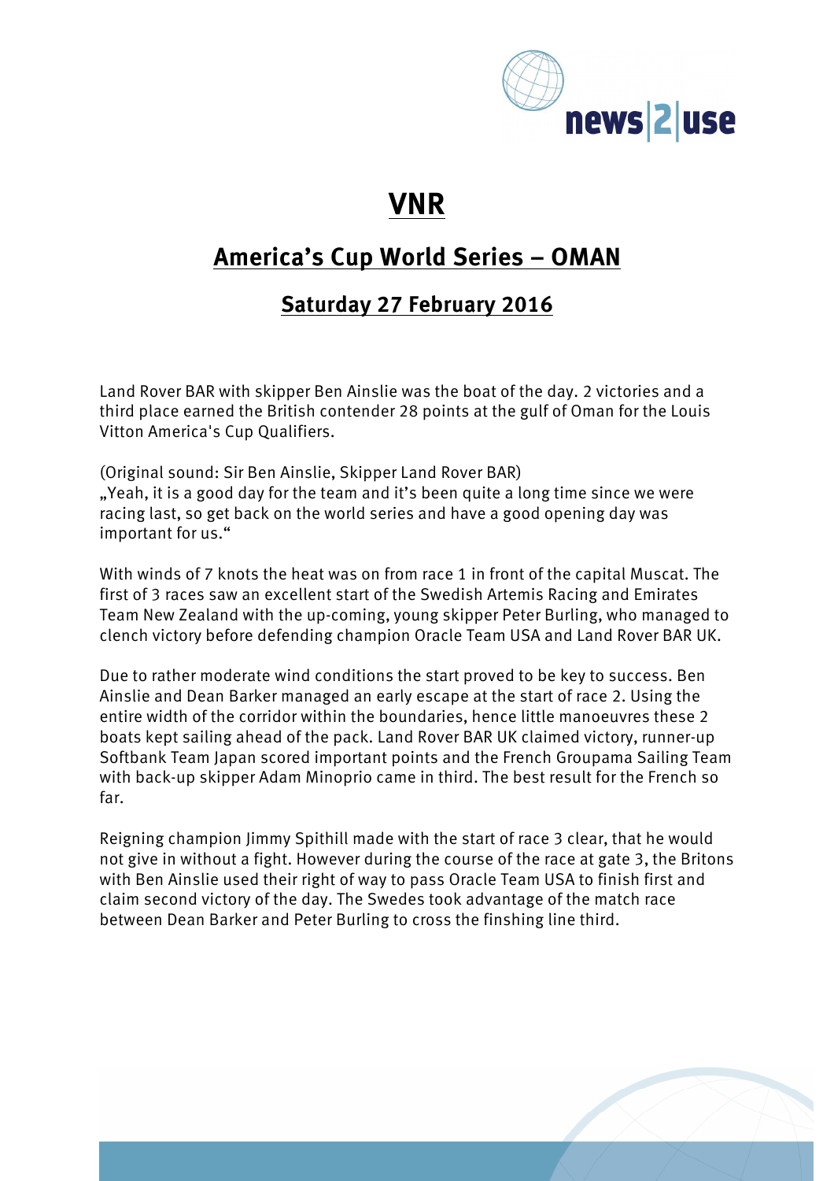# VNR

## America's Cup World Series – OMAN

### Saturday 27 February 2016

Land Rover BAR with skipper Ben Ainslie was the boat of the day. 2 victories and a third place earned the British contender 28 points at the gulf of Oman for the Louis Vitton America's Cup Qualifiers.

(Original sound: Sir Ben Ainslie, Skipper Land Rover BAR)
„Yeah, it is a good day for the team and it's been quite a long time since we were racing last, so get back on the world series and have a good opening day was important for us."

With winds of 7 knots the heat was on from race 1 in front of the capital Muscat. The first of 3 races saw an excellent start of the Swedish Artemis Racing and Emirates Team New Zealand with the up-coming, young skipper Peter Burling, who managed to clench victory before defending champion Oracle Team USA and Land Rover BAR UK.

Due to rather moderate wind conditions the start proved to be key to success. Ben Ainslie and Dean Barker managed an early escape at the start of race 2. Using the entire width of the corridor within the boundaries, hence little manoeuvres these 2 boats kept sailing ahead of the pack. Land Rover BAR UK claimed victory, runner-up Softbank Team Japan scored important points and the French Groupama Sailing Team with back-up skipper Adam Minoprio came in third. The best result for the French so far.

Reigning champion Jimmy Spithill made with the start of race 3 clear, that he would not give in without a fight. However during the course of the race at gate 3, the Britons with Ben Ainslie used their right of way to pass Oracle Team USA to finish first and claim second victory of the day. The Swedes took advantage of the match race between Dean Barker and Peter Burling to cross the finshing line third.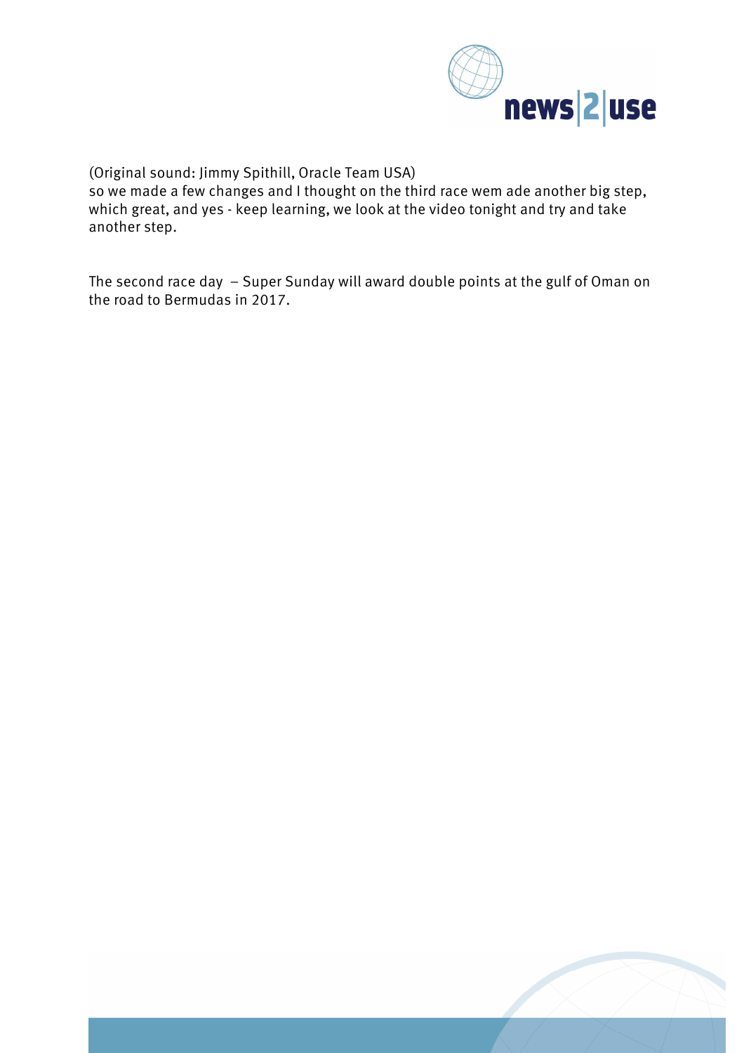(Original sound: Jimmy Spithill, Oracle Team USA)
so we made a few changes and I thought on the third race wem ade another big step, which great, and yes - keep learning, we look at the video tonight and try and take another step.

The second race day – Super Sunday will award double points at the gulf of Oman on the road to Bermudas in 2017.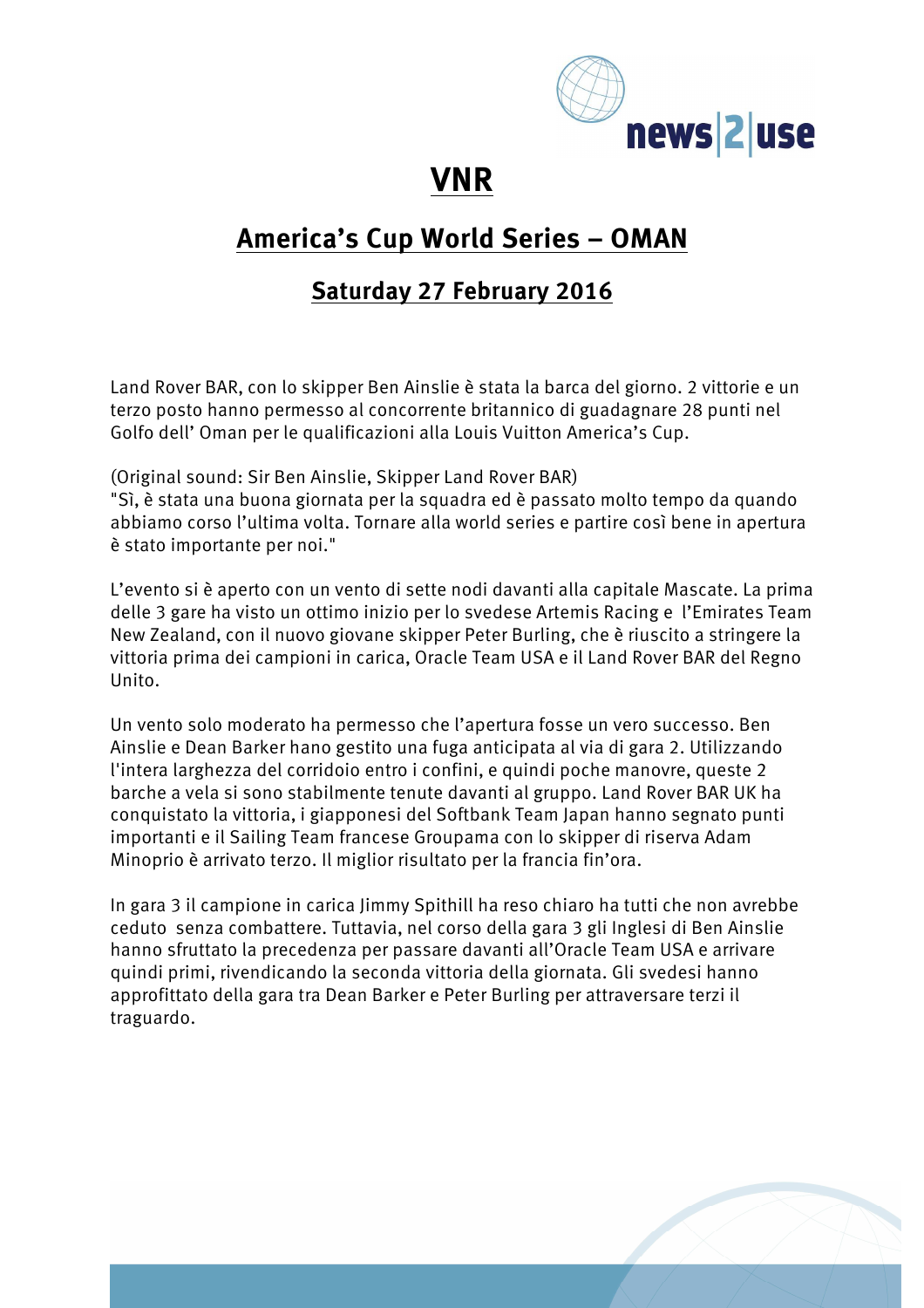# VNR

## America's Cup World Series – OMAN

### Saturday 27 February 2016

Land Rover BAR, con lo skipper Ben Ainslie è stata la barca del giorno. 2 vittorie e un terzo posto hanno permesso al concorrente britannico di guadagnare 28 punti nel Golfo dell' Oman per le qualificazioni alla Louis Vuitton America's Cup.

(Original sound: Sir Ben Ainslie, Skipper Land Rover BAR)
"Sì, è stata una buona giornata per la squadra ed è passato molto tempo da quando abbiamo corso l'ultima volta. Tornare alla world series e partire così bene in apertura è stato importante per noi."

L'evento si è aperto con un vento di sette nodi davanti alla capitale Mascate. La prima delle 3 gare ha visto un ottimo inizio per lo svedese Artemis Racing e l'Emirates Team New Zealand, con il nuovo giovane skipper Peter Burling, che è riuscito a stringere la vittoria prima dei campioni in carica, Oracle Team USA e il Land Rover BAR del Regno Unito.

Un vento solo moderato ha permesso che l'apertura fosse un vero successo. Ben Ainslie e Dean Barker hano gestito una fuga anticipata al via di gara 2. Utilizzando l'intera larghezza del corridoio entro i confini, e quindi poche manovre, queste 2 barche a vela si sono stabilmente tenute davanti al gruppo. Land Rover BAR UK ha conquistato la vittoria, i giapponesi del Softbank Team Japan hanno segnato punti importanti e il Sailing Team francese Groupama con lo skipper di riserva Adam Minoprio è arrivato terzo. Il miglior risultato per la francia fin'ora.

In gara 3 il campione in carica Jimmy Spithill ha reso chiaro ha tutti che non avrebbe ceduto senza combattere. Tuttavia, nel corso della gara 3 gli Inglesi di Ben Ainslie hanno sfruttato la precedenza per passare davanti all'Oracle Team USA e arrivare quindi primi, rivendicando la seconda vittoria della giornata. Gli svedesi hanno approfittato della gara tra Dean Barker e Peter Burling per attraversare terzi il traguardo.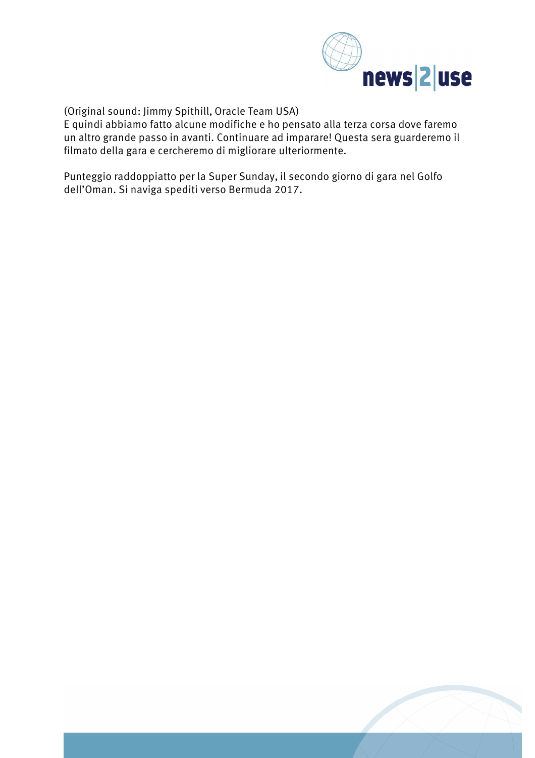(Original sound: Jimmy Spithill, Oracle Team USA)
E quindi abbiamo fatto alcune modifiche e ho pensato alla terza corsa dove faremo un altro grande passo in avanti. Continuare ad imparare! Questa sera guarderemo il filmato della gara e cercheremo di migliorare ulteriormente.

Punteggio raddoppiatto per la Super Sunday, il secondo giorno di gara nel Golfo dell'Oman. Si naviga spediti verso Bermuda 2017.